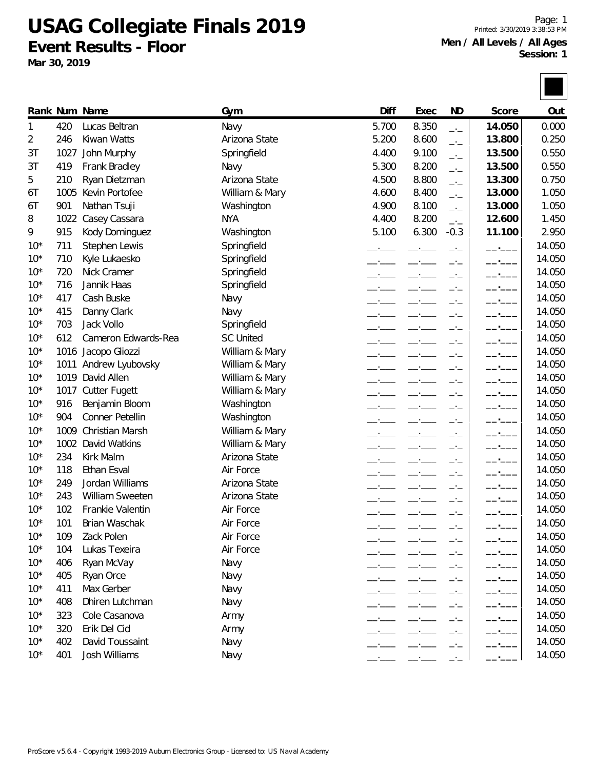# USAG Collegiate Finals 2019

## Event Results - Floor

**Mar 30, 2019**

Printed: 3/30/2019 3:38:53 PM

**Men / All Levels / All Ages**
**Session: 1**

| Rank | Num | Name | Gym | Diff | Exec | ND | Score | Out |
|---|---|---|---|---|---|---|---|---|
| 1 | 420 | Lucas Beltran | Navy | 5.700 | 8.350 | _._ | **14.050** | 0.000 |
| 2 | 246 | Kiwan Watts | Arizona State | 5.200 | 8.600 | _._ | **13.800** | 0.250 |
| 3T | 1027 | John Murphy | Springfield | 4.400 | 9.100 | _._ | **13.500** | 0.550 |
| 3T | 419 | Frank Bradley | Navy | 5.300 | 8.200 | _._ | **13.500** | 0.550 |
| 5 | 210 | Ryan Dietzman | Arizona State | 4.500 | 8.800 | _._ | **13.300** | 0.750 |
| 6T | 1005 | Kevin Portofee | William & Mary | 4.600 | 8.400 | _._ | **13.000** | 1.050 |
| 6T | 901 | Nathan Tsuji | Washington | 4.900 | 8.100 | _._ | **13.000** | 1.050 |
| 8 | 1022 | Casey Cassara | NYA | 4.400 | 8.200 | _._ | **12.600** | 1.450 |
| 9 | 915 | Kody Dominguez | Washington | 5.100 | 6.300 | -0.3 | **11.100** | 2.950 |
| 10* | 711 | Stephen Lewis | Springfield | __.___ | __.___ | _._ | __.___ | 14.050 |
| 10* | 710 | Kyle Lukaesko | Springfield | __.___ | __.___ | _._ | __.___ | 14.050 |
| 10* | 720 | Nick Cramer | Springfield | __.___ | __.___ | _._ | __.___ | 14.050 |
| 10* | 716 | Jannik Haas | Springfield | __.___ | __.___ | _._ | __.___ | 14.050 |
| 10* | 417 | Cash Buske | Navy | __.___ | __.___ | _._ | __.___ | 14.050 |
| 10* | 415 | Danny Clark | Navy | __.___ | __.___ | _._ | __.___ | 14.050 |
| 10* | 703 | Jack Vollo | Springfield | __.___ | __.___ | _._ | __.___ | 14.050 |
| 10* | 612 | Cameron Edwards-Rea | SC United | __.___ | __.___ | _._ | __.___ | 14.050 |
| 10* | 1016 | Jacopo Gliozzi | William & Mary | __.___ | __.___ | _._ | __.___ | 14.050 |
| 10* | 1011 | Andrew Lyubovsky | William & Mary | __.___ | __.___ | _._ | __.___ | 14.050 |
| 10* | 1019 | David Allen | William & Mary | __.___ | __.___ | _._ | __.___ | 14.050 |
| 10* | 1017 | Cutter Fugett | William & Mary | __.___ | __.___ | _._ | __.___ | 14.050 |
| 10* | 916 | Benjamin Bloom | Washington | __.___ | __.___ | _._ | __.___ | 14.050 |
| 10* | 904 | Conner Petellin | Washington | __.___ | __.___ | _._ | __.___ | 14.050 |
| 10* | 1009 | Christian Marsh | William & Mary | __.___ | __.___ | _._ | __.___ | 14.050 |
| 10* | 1002 | David Watkins | William & Mary | __.___ | __.___ | _._ | __.___ | 14.050 |
| 10* | 234 | Kirk Malm | Arizona State | __.___ | __.___ | _._ | __.___ | 14.050 |
| 10* | 118 | Ethan Esval | Air Force | __.___ | __.___ | _._ | __.___ | 14.050 |
| 10* | 249 | Jordan Williams | Arizona State | __.___ | __.___ | _._ | __.___ | 14.050 |
| 10* | 243 | William Sweeten | Arizona State | __.___ | __.___ | _._ | __.___ | 14.050 |
| 10* | 102 | Frankie Valentin | Air Force | __.___ | __.___ | _._ | __.___ | 14.050 |
| 10* | 101 | Brian Waschak | Air Force | __.___ | __.___ | _._ | __.___ | 14.050 |
| 10* | 109 | Zack Polen | Air Force | __.___ | __.___ | _._ | __.___ | 14.050 |
| 10* | 104 | Lukas Texeira | Air Force | __.___ | __.___ | _._ | __.___ | 14.050 |
| 10* | 406 | Ryan McVay | Navy | __.___ | __.___ | _._ | __.___ | 14.050 |
| 10* | 405 | Ryan Orce | Navy | __.___ | __.___ | _._ | __.___ | 14.050 |
| 10* | 411 | Max Gerber | Navy | __.___ | __.___ | _._ | __.___ | 14.050 |
| 10* | 408 | Dhiren Lutchman | Navy | __.___ | __.___ | _._ | __.___ | 14.050 |
| 10* | 323 | Cole Casanova | Army | __.___ | __.___ | _._ | __.___ | 14.050 |
| 10* | 320 | Erik Del Cid | Army | __.___ | __.___ | _._ | __.___ | 14.050 |
| 10* | 402 | David Toussaint | Navy | __.___ | __.___ | _._ | __.___ | 14.050 |
| 10* | 401 | Josh Williams | Navy | __.___ | __.___ | _._ | __.___ | 14.050 |

ProScore v5.6.4 - Copyright 1993-2019 Auburn Electronics Group - Licensed to: US Naval Academy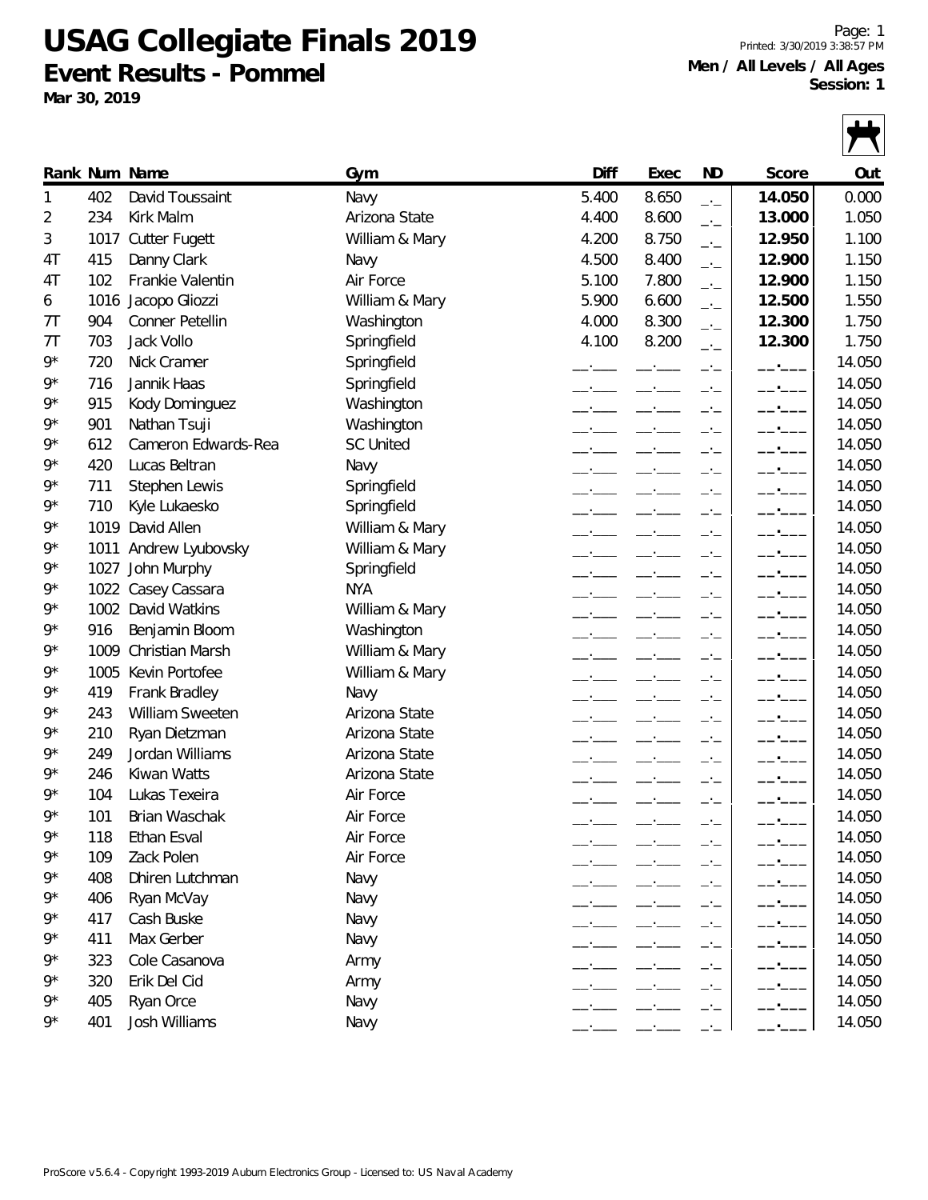# USAG Collegiate Finals 2019

## Event Results - Pommel

**Mar 30, 2019**

**Men / All Levels / All Ages**
**Session: 1**

| Rank | Num | Name | Gym | Diff | Exec | ND | Score | Out |
|---|---|---|---|---|---|---|---|---|
| 1 | 402 | David Toussaint | Navy | 5.400 | 8.650 | _._ | **14.050** | 0.000 |
| 2 | 234 | Kirk Malm | Arizona State | 4.400 | 8.600 | _._ | **13.000** | 1.050 |
| 3 | 1017 | Cutter Fugett | William & Mary | 4.200 | 8.750 | _._ | **12.950** | 1.100 |
| 4T | 415 | Danny Clark | Navy | 4.500 | 8.400 | _._ | **12.900** | 1.150 |
| 4T | 102 | Frankie Valentin | Air Force | 5.100 | 7.800 | _._ | **12.900** | 1.150 |
| 6 | 1016 | Jacopo Gliozzi | William & Mary | 5.900 | 6.600 | _._ | **12.500** | 1.550 |
| 7T | 904 | Conner Petellin | Washington | 4.000 | 8.300 | _._ | **12.300** | 1.750 |
| 7T | 703 | Jack Vollo | Springfield | 4.100 | 8.200 | _._ | **12.300** | 1.750 |
| 9* | 720 | Nick Cramer | Springfield | __.___ | __.___ | _._ | __.___ | 14.050 |
| 9* | 716 | Jannik Haas | Springfield | __.___ | __.___ | _._ | __.___ | 14.050 |
| 9* | 915 | Kody Dominguez | Washington | __.___ | __.___ | _._ | __.___ | 14.050 |
| 9* | 901 | Nathan Tsuji | Washington | __.___ | __.___ | _._ | __.___ | 14.050 |
| 9* | 612 | Cameron Edwards-Rea | SC United | __.___ | __.___ | _._ | __.___ | 14.050 |
| 9* | 420 | Lucas Beltran | Navy | __.___ | __.___ | _._ | __.___ | 14.050 |
| 9* | 711 | Stephen Lewis | Springfield | __.___ | __.___ | _._ | __.___ | 14.050 |
| 9* | 710 | Kyle Lukaesko | Springfield | __.___ | __.___ | _._ | __.___ | 14.050 |
| 9* | 1019 | David Allen | William & Mary | __.___ | __.___ | _._ | __.___ | 14.050 |
| 9* | 1011 | Andrew Lyubovsky | William & Mary | __.___ | __.___ | _._ | __.___ | 14.050 |
| 9* | 1027 | John Murphy | Springfield | __.___ | __.___ | _._ | __.___ | 14.050 |
| 9* | 1022 | Casey Cassara | NYA | __.___ | __.___ | _._ | __.___ | 14.050 |
| 9* | 1002 | David Watkins | William & Mary | __.___ | __.___ | _._ | __.___ | 14.050 |
| 9* | 916 | Benjamin Bloom | Washington | __.___ | __.___ | _._ | __.___ | 14.050 |
| 9* | 1009 | Christian Marsh | William & Mary | __.___ | __.___ | _._ | __.___ | 14.050 |
| 9* | 1005 | Kevin Portofee | William & Mary | __.___ | __.___ | _._ | __.___ | 14.050 |
| 9* | 419 | Frank Bradley | Navy | __.___ | __.___ | _._ | __.___ | 14.050 |
| 9* | 243 | William Sweeten | Arizona State | __.___ | __.___ | _._ | __.___ | 14.050 |
| 9* | 210 | Ryan Dietzman | Arizona State | __.___ | __.___ | _._ | __.___ | 14.050 |
| 9* | 249 | Jordan Williams | Arizona State | __.___ | __.___ | _._ | __.___ | 14.050 |
| 9* | 246 | Kiwan Watts | Arizona State | __.___ | __.___ | _._ | __.___ | 14.050 |
| 9* | 104 | Lukas Texeira | Air Force | __.___ | __.___ | _._ | __.___ | 14.050 |
| 9* | 101 | Brian Waschak | Air Force | __.___ | __.___ | _._ | __.___ | 14.050 |
| 9* | 118 | Ethan Esval | Air Force | __.___ | __.___ | _._ | __.___ | 14.050 |
| 9* | 109 | Zack Polen | Air Force | __.___ | __.___ | _._ | __.___ | 14.050 |
| 9* | 408 | Dhiren Lutchman | Navy | __.___ | __.___ | _._ | __.___ | 14.050 |
| 9* | 406 | Ryan McVay | Navy | __.___ | __.___ | _._ | __.___ | 14.050 |
| 9* | 417 | Cash Buske | Navy | __.___ | __.___ | _._ | __.___ | 14.050 |
| 9* | 411 | Max Gerber | Navy | __.___ | __.___ | _._ | __.___ | 14.050 |
| 9* | 323 | Cole Casanova | Army | __.___ | __.___ | _._ | __.___ | 14.050 |
| 9* | 320 | Erik Del Cid | Army | __.___ | __.___ | _._ | __.___ | 14.050 |
| 9* | 405 | Ryan Orce | Navy | __.___ | __.___ | _._ | __.___ | 14.050 |
| 9* | 401 | Josh Williams | Navy | __.___ | __.___ | _._ | __.___ | 14.050 |

ProScore v5.6.4 - Copyright 1993-2019 Auburn Electronics Group - Licensed to: US Naval Academy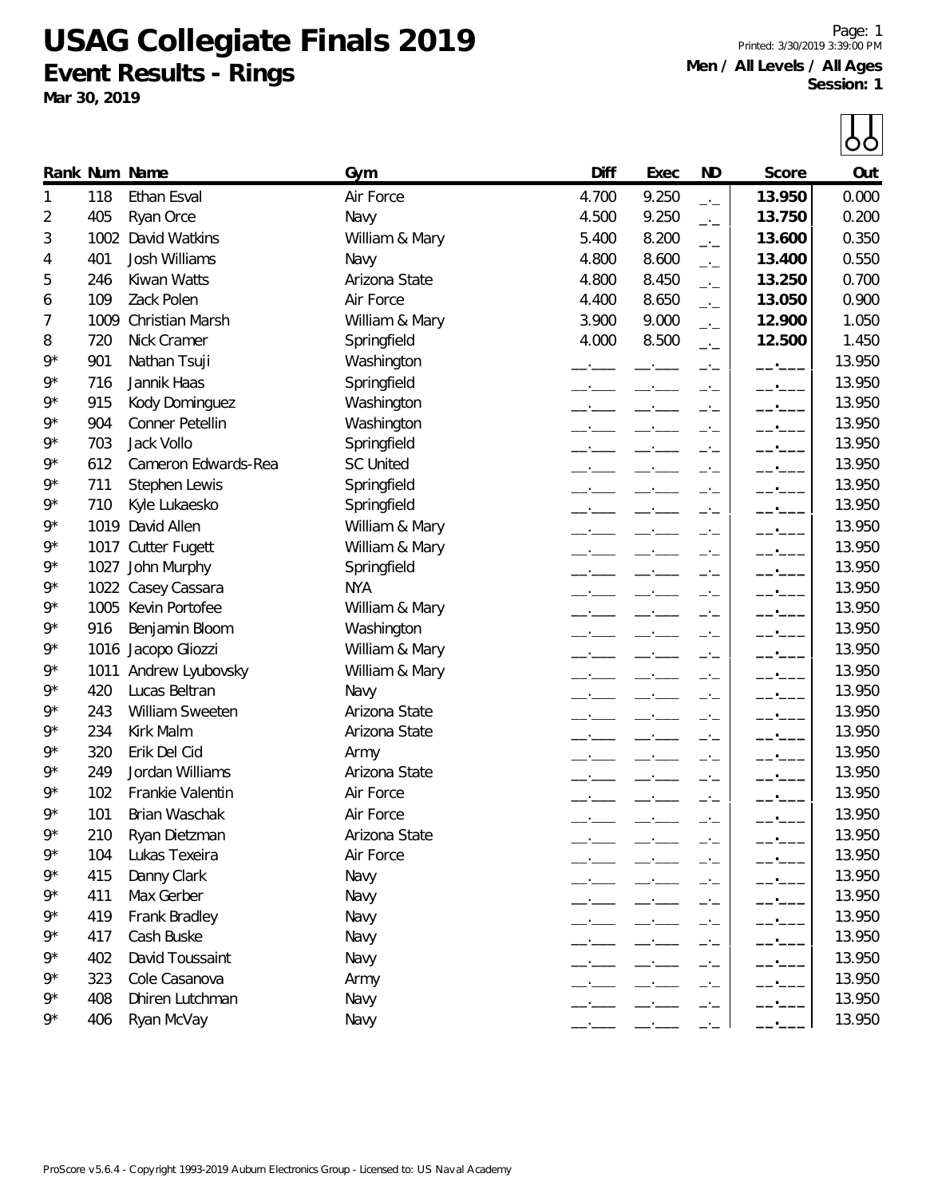# USAG Collegiate Finals 2019

## Event Results - Rings

**Mar 30, 2019**

**Men / All Levels / All Ages**
**Session: 1**

| Rank | Num | Name | Gym | Diff | Exec | ND | Score | Out |
|---|---|---|---|---|---|---|---|---|
| 1 | 118 | Ethan Esval | Air Force | 4.700 | 9.250 | _._ | **13.950** | 0.000 |
| 2 | 405 | Ryan Orce | Navy | 4.500 | 9.250 | _._ | **13.750** | 0.200 |
| 3 | 1002 | David Watkins | William & Mary | 5.400 | 8.200 | _._ | **13.600** | 0.350 |
| 4 | 401 | Josh Williams | Navy | 4.800 | 8.600 | _._ | **13.400** | 0.550 |
| 5 | 246 | Kiwan Watts | Arizona State | 4.800 | 8.450 | _._ | **13.250** | 0.700 |
| 6 | 109 | Zack Polen | Air Force | 4.400 | 8.650 | _._ | **13.050** | 0.900 |
| 7 | 1009 | Christian Marsh | William & Mary | 3.900 | 9.000 | _._ | **12.900** | 1.050 |
| 8 | 720 | Nick Cramer | Springfield | 4.000 | 8.500 | _._ | **12.500** | 1.450 |
| 9* | 901 | Nathan Tsuji | Washington | _.___ | _.___ | _._ | __.___ | 13.950 |
| 9* | 716 | Jannik Haas | Springfield | _.___ | _.___ | _._ | __.___ | 13.950 |
| 9* | 915 | Kody Dominguez | Washington | _.___ | _.___ | _._ | __.___ | 13.950 |
| 9* | 904 | Conner Petellin | Washington | _.___ | _.___ | _._ | __.___ | 13.950 |
| 9* | 703 | Jack Vollo | Springfield | _.___ | _.___ | _._ | __.___ | 13.950 |
| 9* | 612 | Cameron Edwards-Rea | SC United | _.___ | _.___ | _._ | __.___ | 13.950 |
| 9* | 711 | Stephen Lewis | Springfield | _.___ | _.___ | _._ | __.___ | 13.950 |
| 9* | 710 | Kyle Lukaesko | Springfield | _.___ | _.___ | _._ | __.___ | 13.950 |
| 9* | 1019 | David Allen | William & Mary | _.___ | _.___ | _._ | __.___ | 13.950 |
| 9* | 1017 | Cutter Fugett | William & Mary | _.___ | _.___ | _._ | __.___ | 13.950 |
| 9* | 1027 | John Murphy | Springfield | _.___ | _.___ | _._ | __.___ | 13.950 |
| 9* | 1022 | Casey Cassara | NYA | _.___ | _.___ | _._ | __.___ | 13.950 |
| 9* | 1005 | Kevin Portofee | William & Mary | _.___ | _.___ | _._ | __.___ | 13.950 |
| 9* | 916 | Benjamin Bloom | Washington | _.___ | _.___ | _._ | __.___ | 13.950 |
| 9* | 1016 | Jacopo Gliozzi | William & Mary | _.___ | _.___ | _._ | __.___ | 13.950 |
| 9* | 1011 | Andrew Lyubovsky | William & Mary | _.___ | _.___ | _._ | __.___ | 13.950 |
| 9* | 420 | Lucas Beltran | Navy | _.___ | _.___ | _._ | __.___ | 13.950 |
| 9* | 243 | William Sweeten | Arizona State | _.___ | _.___ | _._ | __.___ | 13.950 |
| 9* | 234 | Kirk Malm | Arizona State | _.___ | _.___ | _._ | __.___ | 13.950 |
| 9* | 320 | Erik Del Cid | Army | _.___ | _.___ | _._ | __.___ | 13.950 |
| 9* | 249 | Jordan Williams | Arizona State | _.___ | _.___ | _._ | __.___ | 13.950 |
| 9* | 102 | Frankie Valentin | Air Force | _.___ | _.___ | _._ | __.___ | 13.950 |
| 9* | 101 | Brian Waschak | Air Force | _.___ | _.___ | _._ | __.___ | 13.950 |
| 9* | 210 | Ryan Dietzman | Arizona State | _.___ | _.___ | _._ | __.___ | 13.950 |
| 9* | 104 | Lukas Texeira | Air Force | _.___ | _.___ | _._ | __.___ | 13.950 |
| 9* | 415 | Danny Clark | Navy | _.___ | _.___ | _._ | __.___ | 13.950 |
| 9* | 411 | Max Gerber | Navy | _.___ | _.___ | _._ | __.___ | 13.950 |
| 9* | 419 | Frank Bradley | Navy | _.___ | _.___ | _._ | __.___ | 13.950 |
| 9* | 417 | Cash Buske | Navy | _.___ | _.___ | _._ | __.___ | 13.950 |
| 9* | 402 | David Toussaint | Navy | _.___ | _.___ | _._ | __.___ | 13.950 |
| 9* | 323 | Cole Casanova | Army | _.___ | _.___ | _._ | __.___ | 13.950 |
| 9* | 408 | Dhiren Lutchman | Navy | _.___ | _.___ | _._ | __.___ | 13.950 |
| 9* | 406 | Ryan McVay | Navy | _.___ | _.___ | _._ | __.___ | 13.950 |

ProScore v5.6.4 - Copyright 1993-2019 Auburn Electronics Group - Licensed to: US Naval Academy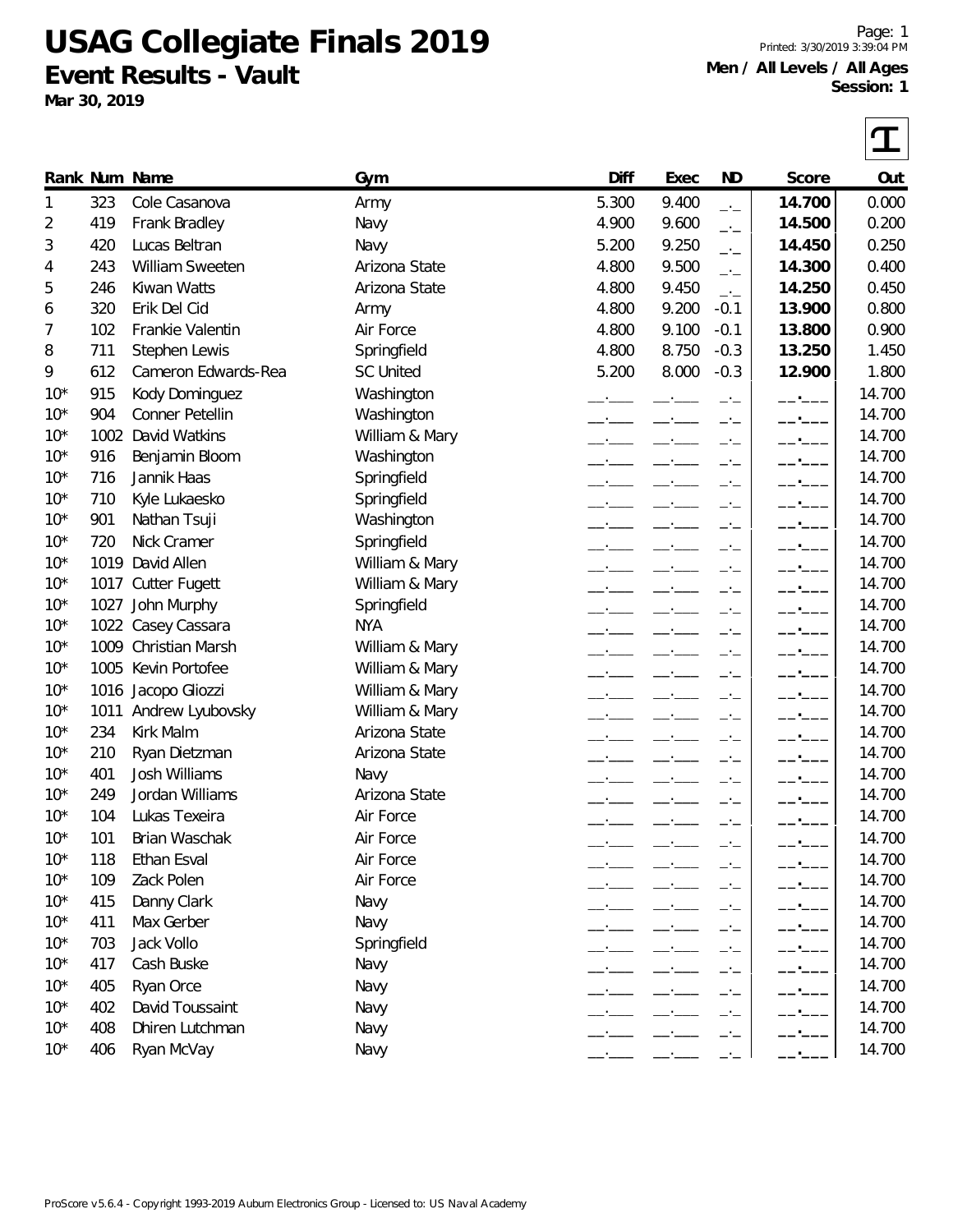# USAG Collegiate Finals 2019

## Event Results - Vault

**Mar 30, 2019**

**Men / All Levels / All Ages**
**Session: 1**

| Rank | Num | Name | Gym | Diff | Exec | ND | Score | Out |
|---|---|---|---|---|---|---|---|---|
| 1 | 323 | Cole Casanova | Army | 5.300 | 9.400 | _._ | **14.700** | 0.000 |
| 2 | 419 | Frank Bradley | Navy | 4.900 | 9.600 | _._ | **14.500** | 0.200 |
| 3 | 420 | Lucas Beltran | Navy | 5.200 | 9.250 | _._ | **14.450** | 0.250 |
| 4 | 243 | William Sweeten | Arizona State | 4.800 | 9.500 | _._ | **14.300** | 0.400 |
| 5 | 246 | Kiwan Watts | Arizona State | 4.800 | 9.450 | _._ | **14.250** | 0.450 |
| 6 | 320 | Erik Del Cid | Army | 4.800 | 9.200 | -0.1 | **13.900** | 0.800 |
| 7 | 102 | Frankie Valentin | Air Force | 4.800 | 9.100 | -0.1 | **13.800** | 0.900 |
| 8 | 711 | Stephen Lewis | Springfield | 4.800 | 8.750 | -0.3 | **13.250** | 1.450 |
| 9 | 612 | Cameron Edwards-Rea | SC United | 5.200 | 8.000 | -0.3 | **12.900** | 1.800 |
| 10* | 915 | Kody Dominguez | Washington | _.___ | _.___ | _._ | __.___ | 14.700 |
| 10* | 904 | Conner Petellin | Washington | _.___ | _.___ | _._ | __.___ | 14.700 |
| 10* | 1002 | David Watkins | William & Mary | _.___ | _.___ | _._ | __.___ | 14.700 |
| 10* | 916 | Benjamin Bloom | Washington | _.___ | _.___ | _._ | __.___ | 14.700 |
| 10* | 716 | Jannik Haas | Springfield | _.___ | _.___ | _._ | __.___ | 14.700 |
| 10* | 710 | Kyle Lukaesko | Springfield | _.___ | _.___ | _._ | __.___ | 14.700 |
| 10* | 901 | Nathan Tsuji | Washington | _.___ | _.___ | _._ | __.___ | 14.700 |
| 10* | 720 | Nick Cramer | Springfield | _.___ | _.___ | _._ | __.___ | 14.700 |
| 10* | 1019 | David Allen | William & Mary | _.___ | _.___ | _._ | __.___ | 14.700 |
| 10* | 1017 | Cutter Fugett | William & Mary | _.___ | _.___ | _._ | __.___ | 14.700 |
| 10* | 1027 | John Murphy | Springfield | _.___ | _.___ | _._ | __.___ | 14.700 |
| 10* | 1022 | Casey Cassara | NYA | _.___ | _.___ | _._ | __.___ | 14.700 |
| 10* | 1009 | Christian Marsh | William & Mary | _.___ | _.___ | _._ | __.___ | 14.700 |
| 10* | 1005 | Kevin Portofee | William & Mary | _.___ | _.___ | _._ | __.___ | 14.700 |
| 10* | 1016 | Jacopo Gliozzi | William & Mary | _.___ | _.___ | _._ | __.___ | 14.700 |
| 10* | 1011 | Andrew Lyubovsky | William & Mary | _.___ | _.___ | _._ | __.___ | 14.700 |
| 10* | 234 | Kirk Malm | Arizona State | _.___ | _.___ | _._ | __.___ | 14.700 |
| 10* | 210 | Ryan Dietzman | Arizona State | _.___ | _.___ | _._ | __.___ | 14.700 |
| 10* | 401 | Josh Williams | Navy | _.___ | _.___ | _._ | __.___ | 14.700 |
| 10* | 249 | Jordan Williams | Arizona State | _.___ | _.___ | _._ | __.___ | 14.700 |
| 10* | 104 | Lukas Texeira | Air Force | _.___ | _.___ | _._ | __.___ | 14.700 |
| 10* | 101 | Brian Waschak | Air Force | _.___ | _.___ | _._ | __.___ | 14.700 |
| 10* | 118 | Ethan Esval | Air Force | _.___ | _.___ | _._ | __.___ | 14.700 |
| 10* | 109 | Zack Polen | Air Force | _.___ | _.___ | _._ | __.___ | 14.700 |
| 10* | 415 | Danny Clark | Navy | _.___ | _.___ | _._ | __.___ | 14.700 |
| 10* | 411 | Max Gerber | Navy | _.___ | _.___ | _._ | __.___ | 14.700 |
| 10* | 703 | Jack Vollo | Springfield | _.___ | _.___ | _._ | __.___ | 14.700 |
| 10* | 417 | Cash Buske | Navy | _.___ | _.___ | _._ | __.___ | 14.700 |
| 10* | 405 | Ryan Orce | Navy | _.___ | _.___ | _._ | __.___ | 14.700 |
| 10* | 402 | David Toussaint | Navy | _.___ | _.___ | _._ | __.___ | 14.700 |
| 10* | 408 | Dhiren Lutchman | Navy | _.___ | _.___ | _._ | __.___ | 14.700 |
| 10* | 406 | Ryan McVay | Navy | _.___ | _.___ | _._ | __.___ | 14.700 |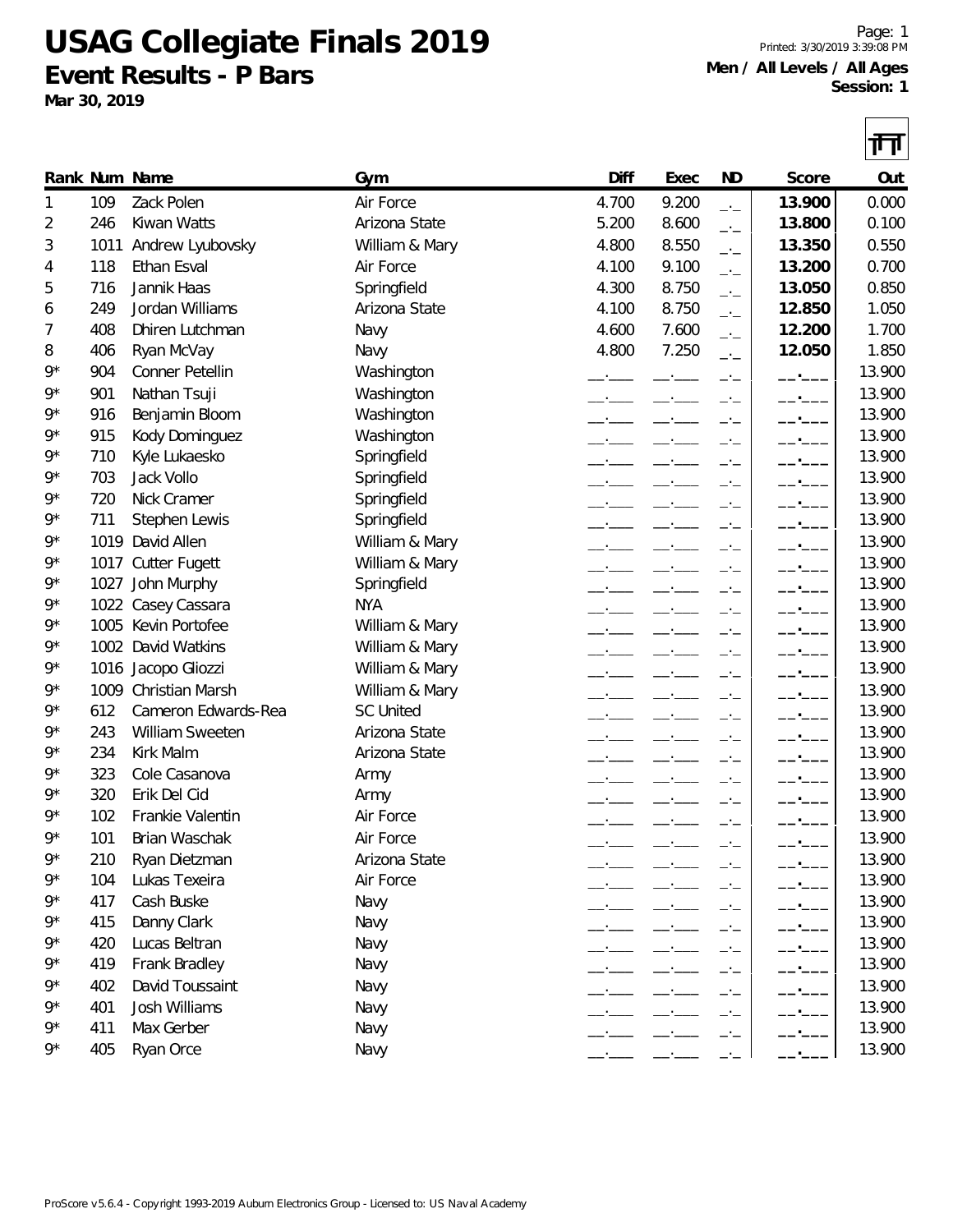# USAG Collegiate Finals 2019

## Event Results - P Bars

**Mar 30, 2019**

**Men / All Levels / All Ages**
**Session: 1**

| Rank | Num | Name | Gym | Diff | Exec | ND | Score | Out |
|---|---|---|---|---|---|---|---|---|
| 1 | 109 | Zack Polen | Air Force | 4.700 | 9.200 | _._ | **13.900** | 0.000 |
| 2 | 246 | Kiwan Watts | Arizona State | 5.200 | 8.600 | _._ | **13.800** | 0.100 |
| 3 | 1011 | Andrew Lyubovsky | William & Mary | 4.800 | 8.550 | _._ | **13.350** | 0.550 |
| 4 | 118 | Ethan Esval | Air Force | 4.100 | 9.100 | _._ | **13.200** | 0.700 |
| 5 | 716 | Jannik Haas | Springfield | 4.300 | 8.750 | _._ | **13.050** | 0.850 |
| 6 | 249 | Jordan Williams | Arizona State | 4.100 | 8.750 | _._ | **12.850** | 1.050 |
| 7 | 408 | Dhiren Lutchman | Navy | 4.600 | 7.600 | _._ | **12.200** | 1.700 |
| 8 | 406 | Ryan McVay | Navy | 4.800 | 7.250 | _._ | **12.050** | 1.850 |
| 9* | 904 | Conner Petellin | Washington | __.___ | __.___ | _._ | __.___ | 13.900 |
| 9* | 901 | Nathan Tsuji | Washington | __.___ | __.___ | _._ | __.___ | 13.900 |
| 9* | 916 | Benjamin Bloom | Washington | __.___ | __.___ | _._ | __.___ | 13.900 |
| 9* | 915 | Kody Dominguez | Washington | __.___ | __.___ | _._ | __.___ | 13.900 |
| 9* | 710 | Kyle Lukaesko | Springfield | __.___ | __.___ | _._ | __.___ | 13.900 |
| 9* | 703 | Jack Vollo | Springfield | __.___ | __.___ | _._ | __.___ | 13.900 |
| 9* | 720 | Nick Cramer | Springfield | __.___ | __.___ | _._ | __.___ | 13.900 |
| 9* | 711 | Stephen Lewis | Springfield | __.___ | __.___ | _._ | __.___ | 13.900 |
| 9* | 1019 | David Allen | William & Mary | __.___ | __.___ | _._ | __.___ | 13.900 |
| 9* | 1017 | Cutter Fugett | William & Mary | __.___ | __.___ | _._ | __.___ | 13.900 |
| 9* | 1027 | John Murphy | Springfield | __.___ | __.___ | _._ | __.___ | 13.900 |
| 9* | 1022 | Casey Cassara | NYA | __.___ | __.___ | _._ | __.___ | 13.900 |
| 9* | 1005 | Kevin Portofee | William & Mary | __.___ | __.___ | _._ | __.___ | 13.900 |
| 9* | 1002 | David Watkins | William & Mary | __.___ | __.___ | _._ | __.___ | 13.900 |
| 9* | 1016 | Jacopo Gliozzi | William & Mary | __.___ | __.___ | _._ | __.___ | 13.900 |
| 9* | 1009 | Christian Marsh | William & Mary | __.___ | __.___ | _._ | __.___ | 13.900 |
| 9* | 612 | Cameron Edwards-Rea | SC United | __.___ | __.___ | _._ | __.___ | 13.900 |
| 9* | 243 | William Sweeten | Arizona State | __.___ | __.___ | _._ | __.___ | 13.900 |
| 9* | 234 | Kirk Malm | Arizona State | __.___ | __.___ | _._ | __.___ | 13.900 |
| 9* | 323 | Cole Casanova | Army | __.___ | __.___ | _._ | __.___ | 13.900 |
| 9* | 320 | Erik Del Cid | Army | __.___ | __.___ | _._ | __.___ | 13.900 |
| 9* | 102 | Frankie Valentin | Air Force | __.___ | __.___ | _._ | __.___ | 13.900 |
| 9* | 101 | Brian Waschak | Air Force | __.___ | __.___ | _._ | __.___ | 13.900 |
| 9* | 210 | Ryan Dietzman | Arizona State | __.___ | __.___ | _._ | __.___ | 13.900 |
| 9* | 104 | Lukas Texeira | Air Force | __.___ | __.___ | _._ | __.___ | 13.900 |
| 9* | 417 | Cash Buske | Navy | __.___ | __.___ | _._ | __.___ | 13.900 |
| 9* | 415 | Danny Clark | Navy | __.___ | __.___ | _._ | __.___ | 13.900 |
| 9* | 420 | Lucas Beltran | Navy | __.___ | __.___ | _._ | __.___ | 13.900 |
| 9* | 419 | Frank Bradley | Navy | __.___ | __.___ | _._ | __.___ | 13.900 |
| 9* | 402 | David Toussaint | Navy | __.___ | __.___ | _._ | __.___ | 13.900 |
| 9* | 401 | Josh Williams | Navy | __.___ | __.___ | _._ | __.___ | 13.900 |
| 9* | 411 | Max Gerber | Navy | __.___ | __.___ | _._ | __.___ | 13.900 |
| 9* | 405 | Ryan Orce | Navy | __.___ | __.___ | _._ | __.___ | 13.900 |

ProScore v5.6.4 - Copyright 1993-2019 Auburn Electronics Group - Licensed to: US Naval Academy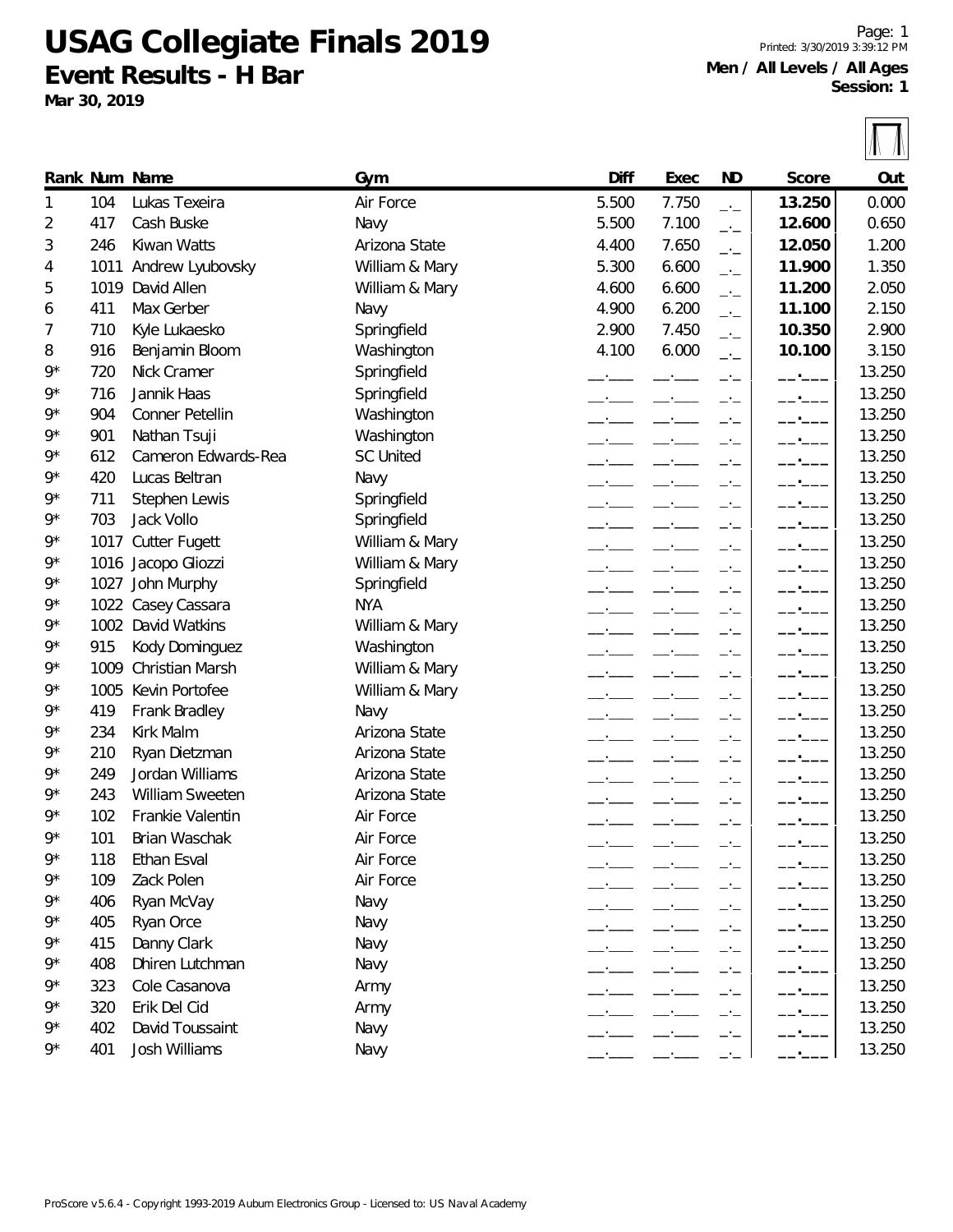# USAG Collegiate Finals 2019

## Event Results - H Bar

**Mar 30, 2019**

**Men / All Levels / All Ages**
**Session: 1**

| Rank | Num | Name | Gym | Diff | Exec | ND | Score | Out |
|---|---|---|---|---|---|---|---|---|
| 1 | 104 | Lukas Texeira | Air Force | 5.500 | 7.750 | _._ | **13.250** | 0.000 |
| 2 | 417 | Cash Buske | Navy | 5.500 | 7.100 | _._ | **12.600** | 0.650 |
| 3 | 246 | Kiwan Watts | Arizona State | 4.400 | 7.650 | _._ | **12.050** | 1.200 |
| 4 | 1011 | Andrew Lyubovsky | William & Mary | 5.300 | 6.600 | _._ | **11.900** | 1.350 |
| 5 | 1019 | David Allen | William & Mary | 4.600 | 6.600 | _._ | **11.200** | 2.050 |
| 6 | 411 | Max Gerber | Navy | 4.900 | 6.200 | _._ | **11.100** | 2.150 |
| 7 | 710 | Kyle Lukaesko | Springfield | 2.900 | 7.450 | _._ | **10.350** | 2.900 |
| 8 | 916 | Benjamin Bloom | Washington | 4.100 | 6.000 | _._ | **10.100** | 3.150 |
| 9* | 720 | Nick Cramer | Springfield | _.___ | _.___ | _._ | __.___ | 13.250 |
| 9* | 716 | Jannik Haas | Springfield | _.___ | _.___ | _._ | __.___ | 13.250 |
| 9* | 904 | Conner Petellin | Washington | _.___ | _.___ | _._ | __.___ | 13.250 |
| 9* | 901 | Nathan Tsuji | Washington | _.___ | _.___ | _._ | __.___ | 13.250 |
| 9* | 612 | Cameron Edwards-Rea | SC United | _.___ | _.___ | _._ | __.___ | 13.250 |
| 9* | 420 | Lucas Beltran | Navy | _.___ | _.___ | _._ | __.___ | 13.250 |
| 9* | 711 | Stephen Lewis | Springfield | _.___ | _.___ | _._ | __.___ | 13.250 |
| 9* | 703 | Jack Vollo | Springfield | _.___ | _.___ | _._ | __.___ | 13.250 |
| 9* | 1017 | Cutter Fugett | William & Mary | _.___ | _.___ | _._ | __.___ | 13.250 |
| 9* | 1016 | Jacopo Gliozzi | William & Mary | _.___ | _.___ | _._ | __.___ | 13.250 |
| 9* | 1027 | John Murphy | Springfield | _.___ | _.___ | _._ | __.___ | 13.250 |
| 9* | 1022 | Casey Cassara | NYA | _.___ | _.___ | _._ | __.___ | 13.250 |
| 9* | 1002 | David Watkins | William & Mary | _.___ | _.___ | _._ | __.___ | 13.250 |
| 9* | 915 | Kody Dominguez | Washington | _.___ | _.___ | _._ | __.___ | 13.250 |
| 9* | 1009 | Christian Marsh | William & Mary | _.___ | _.___ | _._ | __.___ | 13.250 |
| 9* | 1005 | Kevin Portofee | William & Mary | _.___ | _.___ | _._ | __.___ | 13.250 |
| 9* | 419 | Frank Bradley | Navy | _.___ | _.___ | _._ | __.___ | 13.250 |
| 9* | 234 | Kirk Malm | Arizona State | _.___ | _.___ | _._ | __.___ | 13.250 |
| 9* | 210 | Ryan Dietzman | Arizona State | _.___ | _.___ | _._ | __.___ | 13.250 |
| 9* | 249 | Jordan Williams | Arizona State | _.___ | _.___ | _._ | __.___ | 13.250 |
| 9* | 243 | William Sweeten | Arizona State | _.___ | _.___ | _._ | __.___ | 13.250 |
| 9* | 102 | Frankie Valentin | Air Force | _.___ | _.___ | _._ | __.___ | 13.250 |
| 9* | 101 | Brian Waschak | Air Force | _.___ | _.___ | _._ | __.___ | 13.250 |
| 9* | 118 | Ethan Esval | Air Force | _.___ | _.___ | _._ | __.___ | 13.250 |
| 9* | 109 | Zack Polen | Air Force | _.___ | _.___ | _._ | __.___ | 13.250 |
| 9* | 406 | Ryan McVay | Navy | _.___ | _.___ | _._ | __.___ | 13.250 |
| 9* | 405 | Ryan Orce | Navy | _.___ | _.___ | _._ | __.___ | 13.250 |
| 9* | 415 | Danny Clark | Navy | _.___ | _.___ | _._ | __.___ | 13.250 |
| 9* | 408 | Dhiren Lutchman | Navy | _.___ | _.___ | _._ | __.___ | 13.250 |
| 9* | 323 | Cole Casanova | Army | _.___ | _.___ | _._ | __.___ | 13.250 |
| 9* | 320 | Erik Del Cid | Army | _.___ | _.___ | _._ | __.___ | 13.250 |
| 9* | 402 | David Toussaint | Navy | _.___ | _.___ | _._ | __.___ | 13.250 |
| 9* | 401 | Josh Williams | Navy | _.___ | _.___ | _._ | __.___ | 13.250 |

ProScore v5.6.4 - Copyright 1993-2019 Auburn Electronics Group - Licensed to: US Naval Academy